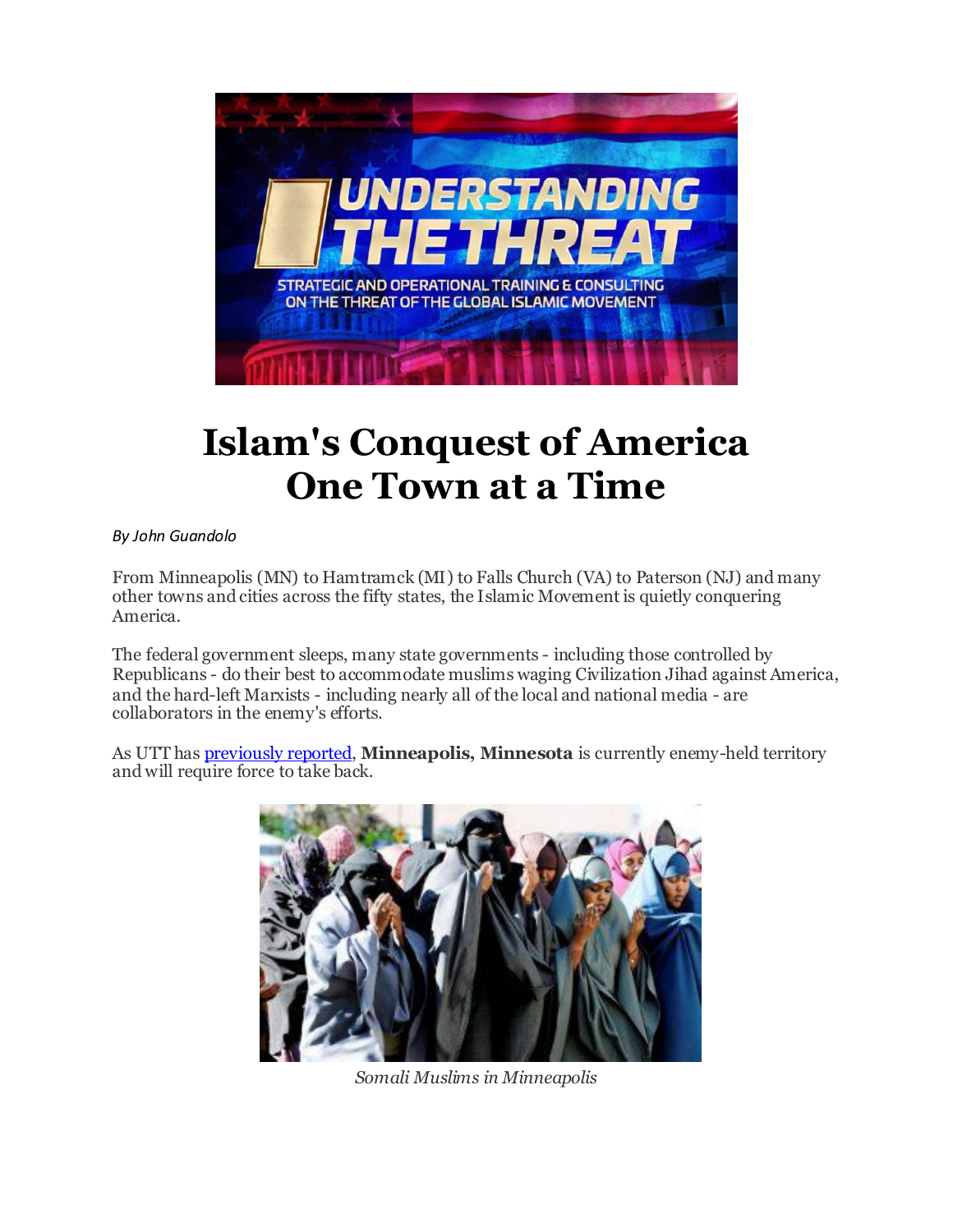# Islam's Conquest of America One Town at a Time

*By John Guandolo*

From Minneapolis (MN) to Hamtramck (MI) to Falls Church (VA) to Paterson (NJ) and many other towns and cities across the fifty states, the Islamic Movement is quietly conquering America.

The federal government sleeps, many state governments - including those controlled by Republicans - do their best to accommodate muslims waging Civilization Jihad against America, and the hard-left Marxists - including nearly all of the local and national media - are collaborators in the enemy's efforts.

As UTT has previously reported, **Minneapolis, Minnesota** is currently enemy-held territory and will require force to take back.

*Somali Muslims in Minneapolis*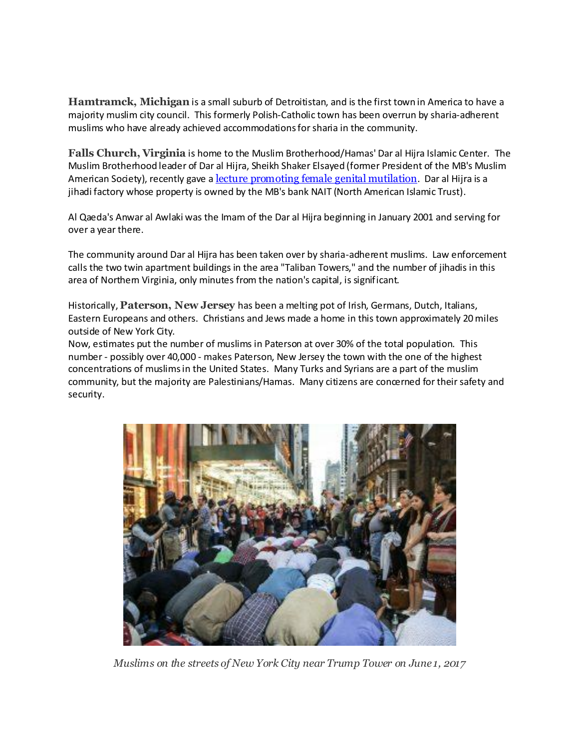**Hamtramck, Michigan** is a small suburb of Detroitistan, and is the first town in America to have a majority muslim city council. This formerly Polish-Catholic town has been overrun by sharia-adherent muslims who have already achieved accommodations for sharia in the community.

**Falls Church, Virginia** is home to the Muslim Brotherhood/Hamas' Dar al Hijra Islamic Center. The Muslim Brotherhood leader of Dar al Hijra, Sheikh Shaker Elsayed (former President of the MB's Muslim American Society), recently gave a lecture promoting female genital mutilation. Dar al Hijra is a jihadi factory whose property is owned by the MB's bank NAIT (North American Islamic Trust).

Al Qaeda's Anwar al Awlaki was the Imam of the Dar al Hijra beginning in January 2001 and serving for over a year there.

The community around Dar al Hijra has been taken over by sharia-adherent muslims. Law enforcement calls the two twin apartment buildings in the area "Taliban Towers," and the number of jihadis in this area of Northern Virginia, only minutes from the nation's capital, is significant.

Historically, **Paterson, New Jersey** has been a melting pot of Irish, Germans, Dutch, Italians, Eastern Europeans and others. Christians and Jews made a home in this town approximately 20 miles outside of New York City.

Now, estimates put the number of muslims in Paterson at over 30% of the total population. This number - possibly over 40,000 - makes Paterson, New Jersey the town with the one of the highest concentrations of muslims in the United States. Many Turks and Syrians are a part of the muslim community, but the majority are Palestinians/Hamas. Many citizens are concerned for their safety and security.

*Muslims on the streets of New York City near Trump Tower on June 1, 2017*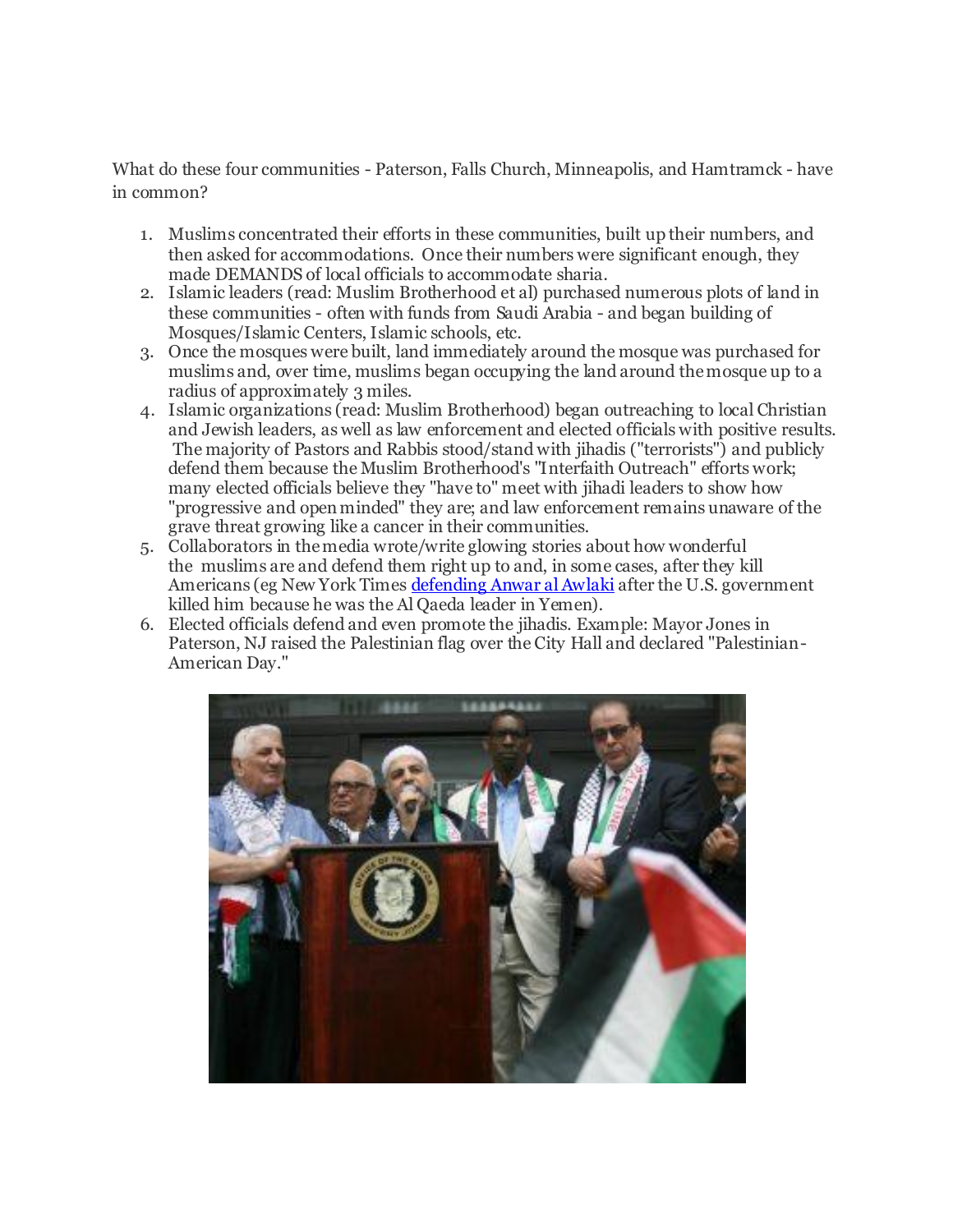What do these four communities - Paterson, Falls Church, Minneapolis, and Hamtramck - have in common?

1. Muslims concentrated their efforts in these communities, built up their numbers, and then asked for accommodations. Once their numbers were significant enough, they made DEMANDS of local officials to accommodate sharia.
2. Islamic leaders (read: Muslim Brotherhood et al) purchased numerous plots of land in these communities - often with funds from Saudi Arabia - and began building of Mosques/Islamic Centers, Islamic schools, etc.
3. Once the mosques were built, land immediately around the mosque was purchased for muslims and, over time, muslims began occupying the land around the mosque up to a radius of approximately 3 miles.
4. Islamic organizations (read: Muslim Brotherhood) began outreaching to local Christian and Jewish leaders, as well as law enforcement and elected officials with positive results. The majority of Pastors and Rabbis stood/stand with jihadis ("terrorists") and publicly defend them because the Muslim Brotherhood's "Interfaith Outreach" efforts work; many elected officials believe they "have to" meet with jihadi leaders to show how "progressive and open minded" they are; and law enforcement remains unaware of the grave threat growing like a cancer in their communities.
5. Collaborators in the media wrote/write glowing stories about how wonderful the muslims are and defend them right up to and, in some cases, after they kill Americans (eg New York Times defending Anwar al Awlaki after the U.S. government killed him because he was the Al Qaeda leader in Yemen).
6. Elected officials defend and even promote the jihadis. Example: Mayor Jones in Paterson, NJ raised the Palestinian flag over the City Hall and declared "Palestinian-American Day."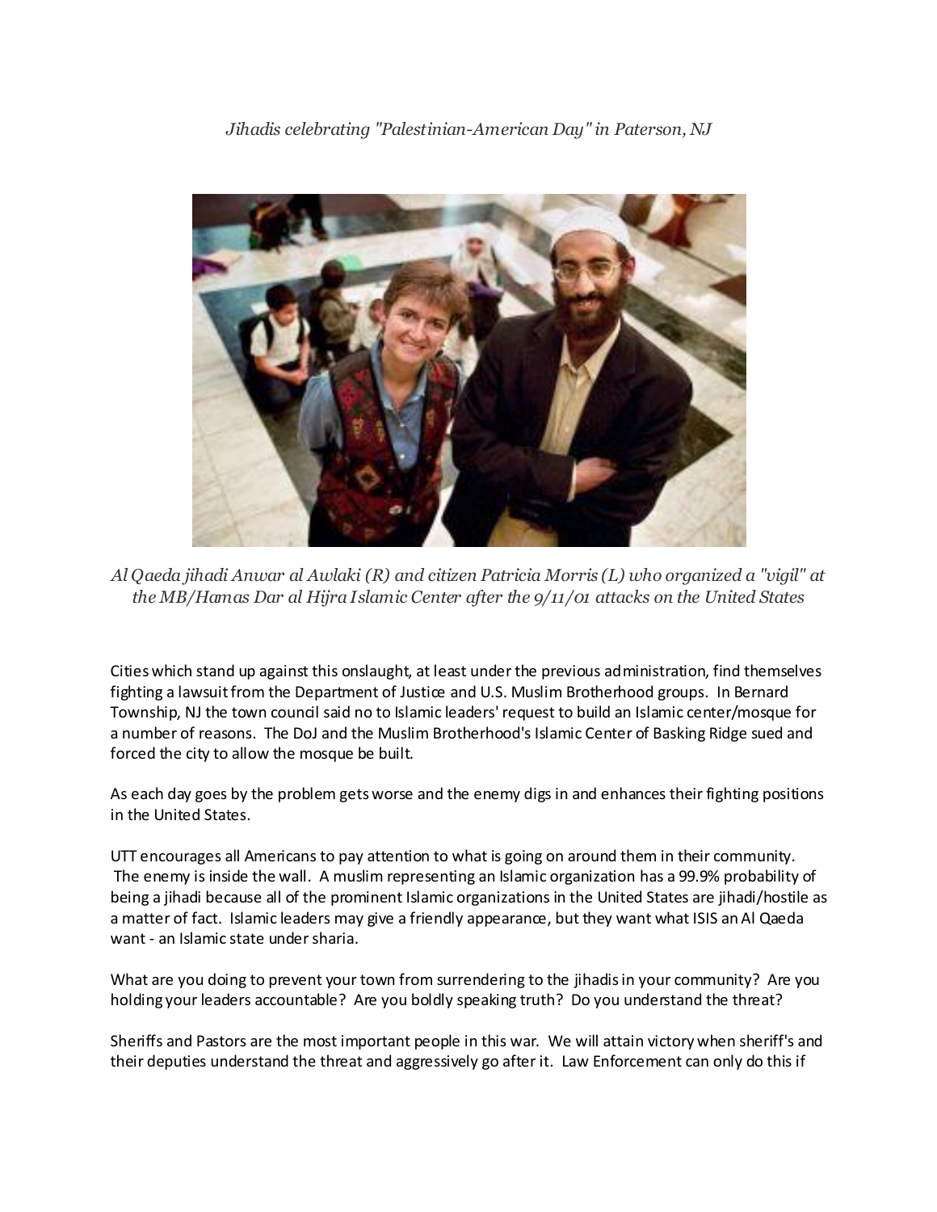*Jihadis celebrating "Palestinian-American Day" in Paterson, NJ*

*Al Qaeda jihadi Anwar al Awlaki (R) and citizen Patricia Morris (L) who organized a "vigil" at the MB/Hamas Dar al Hijra Islamic Center after the 9/11/01 attacks on the United States*

Cities which stand up against this onslaught, at least under the previous administration, find themselves fighting a lawsuit from the Department of Justice and U.S. Muslim Brotherhood groups. In Bernard Township, NJ the town council said no to Islamic leaders' request to build an Islamic center/mosque for a number of reasons. The DoJ and the Muslim Brotherhood's Islamic Center of Basking Ridge sued and forced the city to allow the mosque be built.

As each day goes by the problem gets worse and the enemy digs in and enhances their fighting positions in the United States.

UTT encourages all Americans to pay attention to what is going on around them in their community. The enemy is inside the wall. A muslim representing an Islamic organization has a 99.9% probability of being a jihadi because all of the prominent Islamic organizations in the United States are jihadi/hostile as a matter of fact. Islamic leaders may give a friendly appearance, but they want what ISIS an Al Qaeda want - an Islamic state under sharia.

What are you doing to prevent your town from surrendering to the jihadis in your community? Are you holding your leaders accountable? Are you boldly speaking truth? Do you understand the threat?

Sheriffs and Pastors are the most important people in this war. We will attain victory when sheriff's and their deputies understand the threat and aggressively go after it. Law Enforcement can only do this if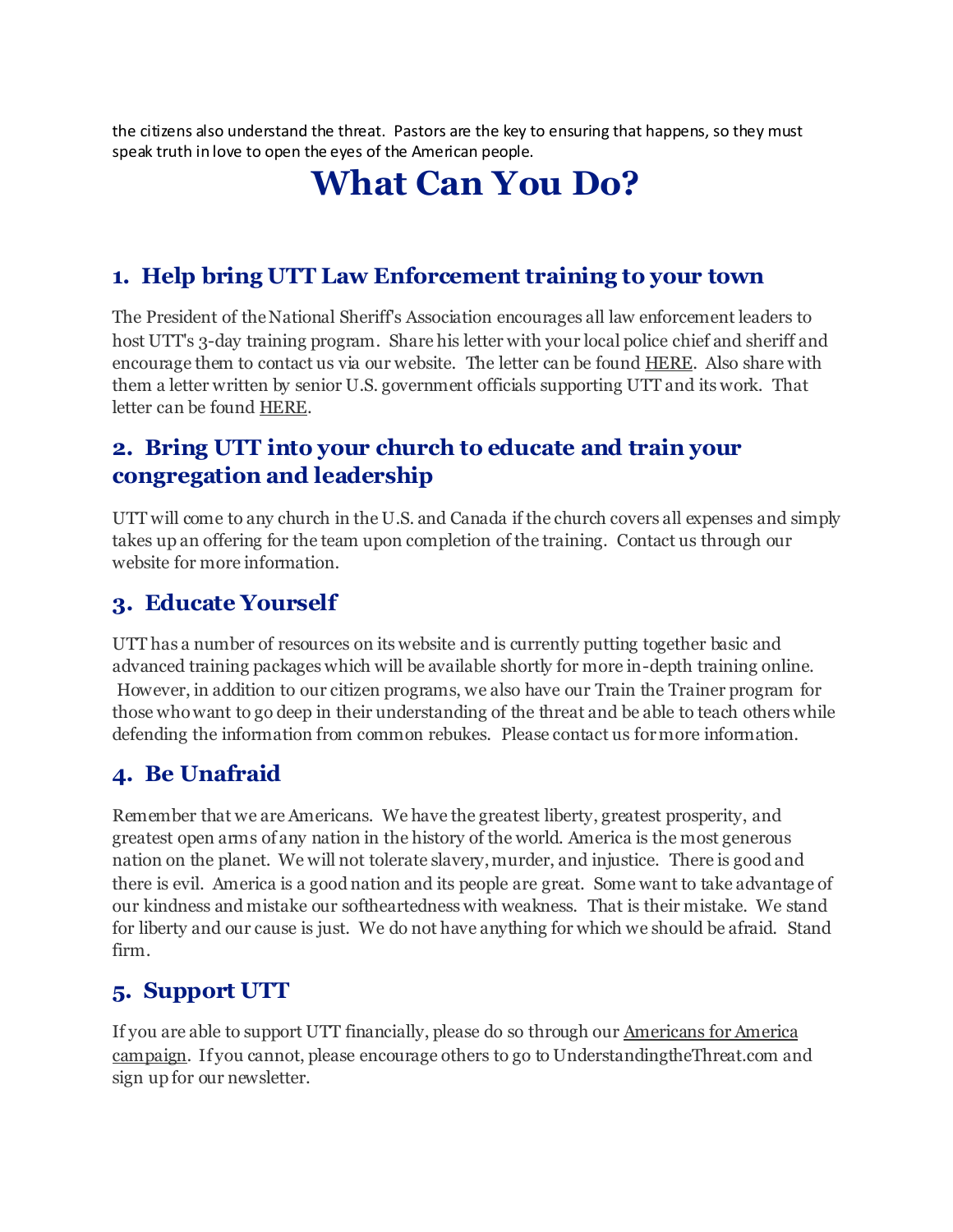the citizens also understand the threat. Pastors are the key to ensuring that happens, so they must speak truth in love to open the eyes of the American people.

# What Can You Do?

## 1. Help bring UTT Law Enforcement training to your town

The President of the National Sheriff's Association encourages all law enforcement leaders to host UTT's 3-day training program. Share his letter with your local police chief and sheriff and encourage them to contact us via our website. The letter can be found HERE. Also share with them a letter written by senior U.S. government officials supporting UTT and its work. That letter can be found HERE.

## 2. Bring UTT into your church to educate and train your congregation and leadership

UTT will come to any church in the U.S. and Canada if the church covers all expenses and simply takes up an offering for the team upon completion of the training. Contact us through our website for more information.

## 3. Educate Yourself

UTT has a number of resources on its website and is currently putting together basic and advanced training packages which will be available shortly for more in-depth training online. However, in addition to our citizen programs, we also have our Train the Trainer program for those who want to go deep in their understanding of the threat and be able to teach others while defending the information from common rebukes. Please contact us for more information.

## 4. Be Unafraid

Remember that we are Americans. We have the greatest liberty, greatest prosperity, and greatest open arms of any nation in the history of the world. America is the most generous nation on the planet. We will not tolerate slavery, murder, and injustice. There is good and there is evil. America is a good nation and its people are great. Some want to take advantage of our kindness and mistake our softheartedness with weakness. That is their mistake. We stand for liberty and our cause is just. We do not have anything for which we should be afraid. Stand firm.

## 5. Support UTT

If you are able to support UTT financially, please do so through our Americans for America campaign. If you cannot, please encourage others to go to UnderstandingtheThreat.com and sign up for our newsletter.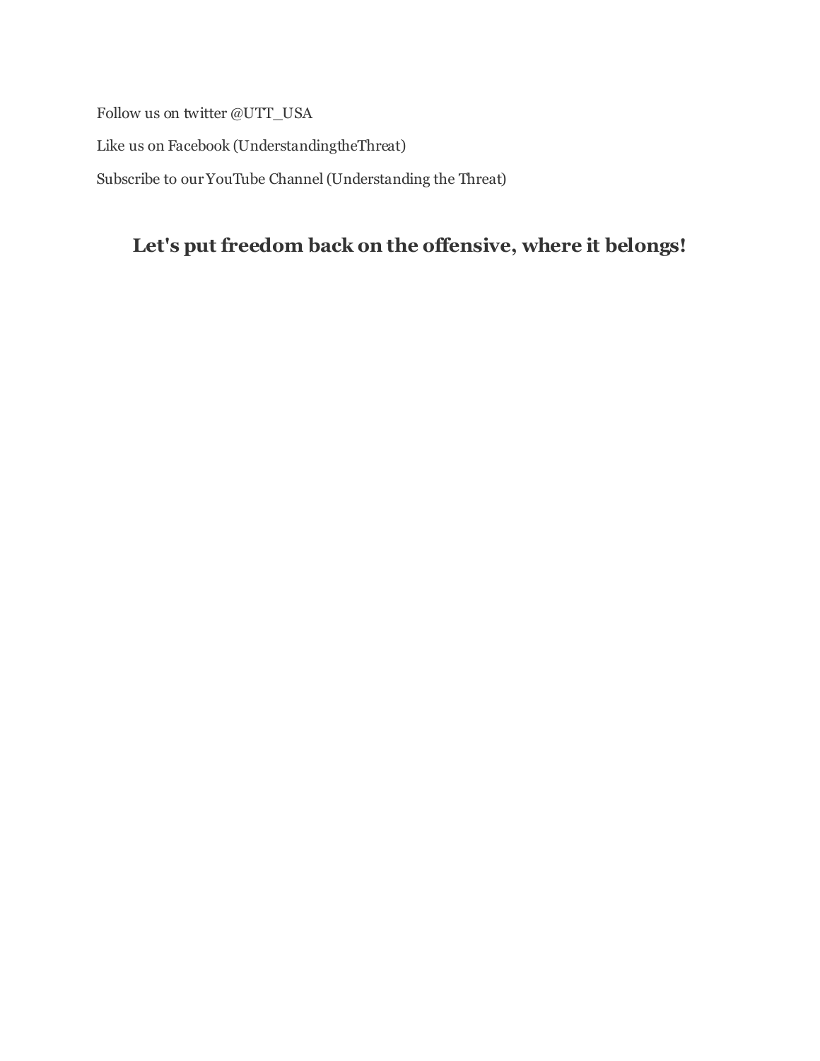Follow us on twitter @UTT_USA

Like us on Facebook (UnderstandingtheThreat)

Subscribe to our YouTube Channel (Understanding the Threat)

**Let's put freedom back on the offensive, where it belongs!**